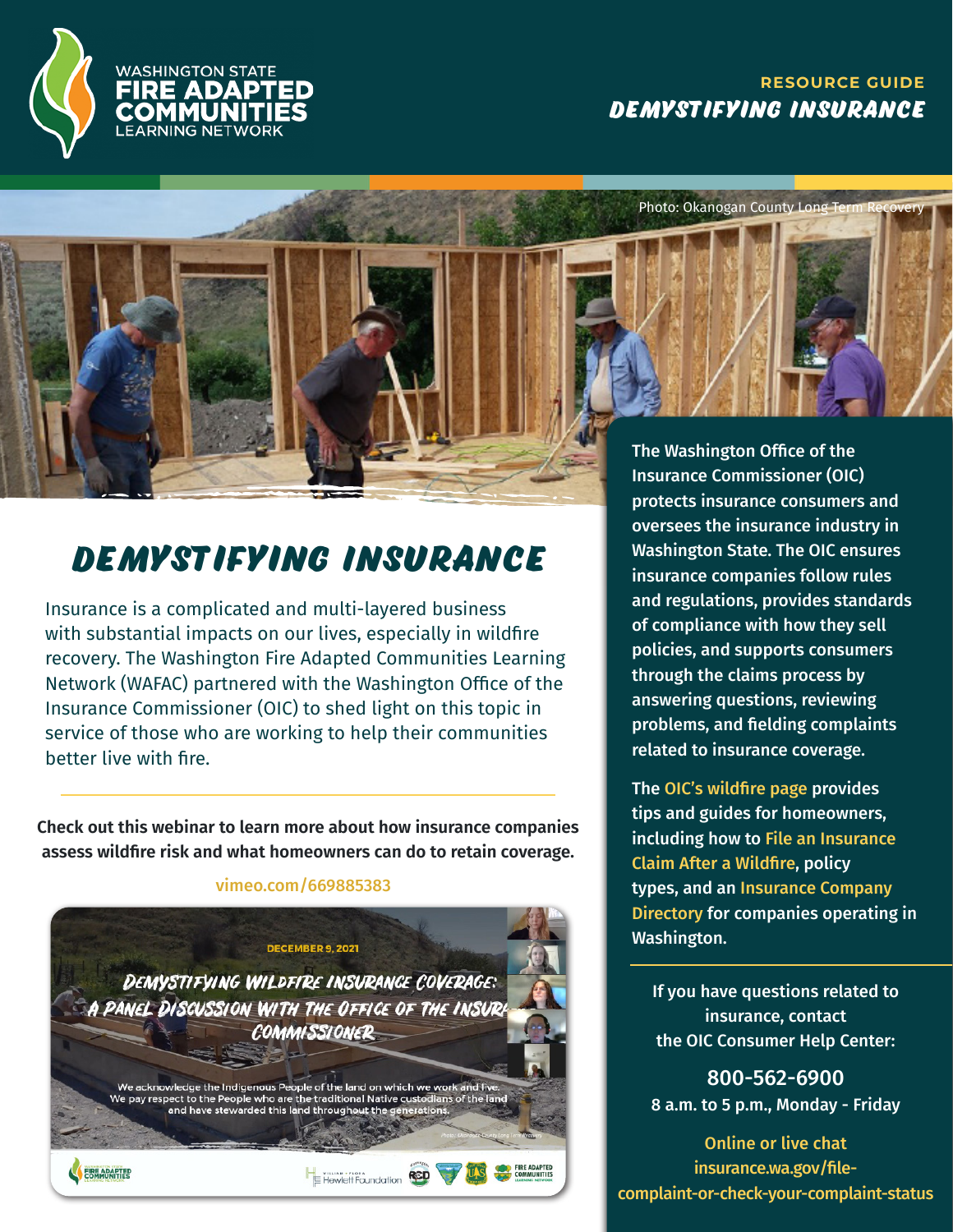WASHINGTON STATE
FIRE ADAPTED COMMUNITIES
LEARNING NETWORK

RESOURCE GUIDE
**DEMYSTIFYING INSURANCE**

Photo: Okanogan County Long Term Recovery

# DEMYSTIFYING INSURANCE

Insurance is a complicated and multi-layered business with substantial impacts on our lives, especially in wildfire recovery. The Washington Fire Adapted Communities Learning Network (WAFAC) partnered with the Washington Office of the Insurance Commissioner (OIC) to shed light on this topic in service of those who are working to help their communities better live with fire.

**Check out this webinar to learn more about how insurance companies assess wildfire risk and what homeowners can do to retain coverage.**

vimeo.com/669885383

DECEMBER 9, 2021

DEMYSTIFYING WILDFIRE INSURANCE COVERAGE: A PANEL DISCUSSION WITH THE OFFICE OF THE INSURANCE COMMISSIONER

We acknowledge the Indigenous People of the land on which we work and live. We pay respect to the People who are the traditional Native custodians of the land and have stewarded this land throughout the generations.

**The Washington Office of the Insurance Commissioner (OIC) protects insurance consumers and oversees the insurance industry in Washington State. The OIC ensures insurance companies follow rules and regulations, provides standards of compliance with how they sell policies, and supports consumers through the claims process by answering questions, reviewing problems, and fielding complaints related to insurance coverage.**

**The OIC's wildfire page provides tips and guides for homeowners, including how to File an Insurance Claim After a Wildfire, policy types, and an Insurance Company Directory for companies operating in Washington.**

**If you have questions related to insurance, contact the OIC Consumer Help Center:**

800-562-6900
8 a.m. to 5 p.m., Monday - Friday

Online or live chat
insurance.wa.gov/file-complaint-or-check-your-complaint-status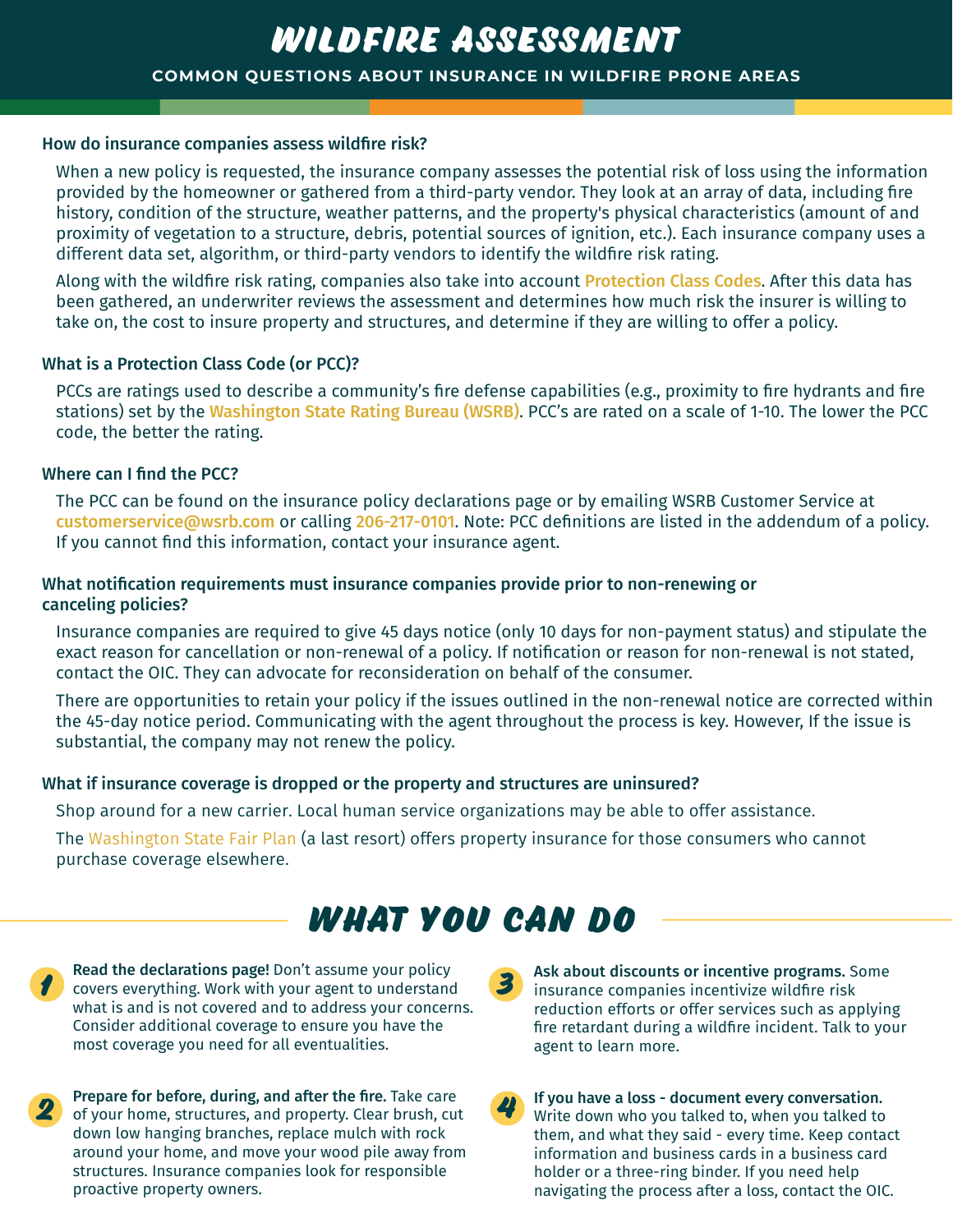# WILDFIRE ASSESSMENT

**COMMON QUESTIONS ABOUT INSURANCE IN WILDFIRE PRONE AREAS**

### How do insurance companies assess wildfire risk?

When a new policy is requested, the insurance company assesses the potential risk of loss using the information provided by the homeowner or gathered from a third-party vendor. They look at an array of data, including fire history, condition of the structure, weather patterns, and the property's physical characteristics (amount of and proximity of vegetation to a structure, debris, potential sources of ignition, etc.). Each insurance company uses a different data set, algorithm, or third-party vendors to identify the wildfire risk rating.

Along with the wildfire risk rating, companies also take into account Protection Class Codes. After this data has been gathered, an underwriter reviews the assessment and determines how much risk the insurer is willing to take on, the cost to insure property and structures, and determine if they are willing to offer a policy.

### What is a Protection Class Code (or PCC)?

PCCs are ratings used to describe a community's fire defense capabilities (e.g., proximity to fire hydrants and fire stations) set by the Washington State Rating Bureau (WSRB). PCC's are rated on a scale of 1-10. The lower the PCC code, the better the rating.

### Where can I find the PCC?

The PCC can be found on the insurance policy declarations page or by emailing WSRB Customer Service at customerservice@wsrb.com or calling 206-217-0101. Note: PCC definitions are listed in the addendum of a policy. If you cannot find this information, contact your insurance agent.

### What notification requirements must insurance companies provide prior to non-renewing or canceling policies?

Insurance companies are required to give 45 days notice (only 10 days for non-payment status) and stipulate the exact reason for cancellation or non-renewal of a policy. If notification or reason for non-renewal is not stated, contact the OIC. They can advocate for reconsideration on behalf of the consumer.

There are opportunities to retain your policy if the issues outlined in the non-renewal notice are corrected within the 45-day notice period. Communicating with the agent throughout the process is key. However, If the issue is substantial, the company may not renew the policy.

### What if insurance coverage is dropped or the property and structures are uninsured?

Shop around for a new carrier. Local human service organizations may be able to offer assistance.

The Washington State Fair Plan (a last resort) offers property insurance for those consumers who cannot purchase coverage elsewhere.

## WHAT YOU CAN DO

1. **Read the declarations page!** Don't assume your policy covers everything. Work with your agent to understand what is and is not covered and to address your concerns. Consider additional coverage to ensure you have the most coverage you need for all eventualities.

2. **Prepare for before, during, and after the fire.** Take care of your home, structures, and property. Clear brush, cut down low hanging branches, replace mulch with rock around your home, and move your wood pile away from structures. Insurance companies look for responsible proactive property owners.

3. **Ask about discounts or incentive programs.** Some insurance companies incentivize wildfire risk reduction efforts or offer services such as applying fire retardant during a wildfire incident. Talk to your agent to learn more.

4. **If you have a loss - document every conversation.** Write down who you talked to, when you talked to them, and what they said - every time. Keep contact information and business cards in a business card holder or a three-ring binder. If you need help navigating the process after a loss, contact the OIC.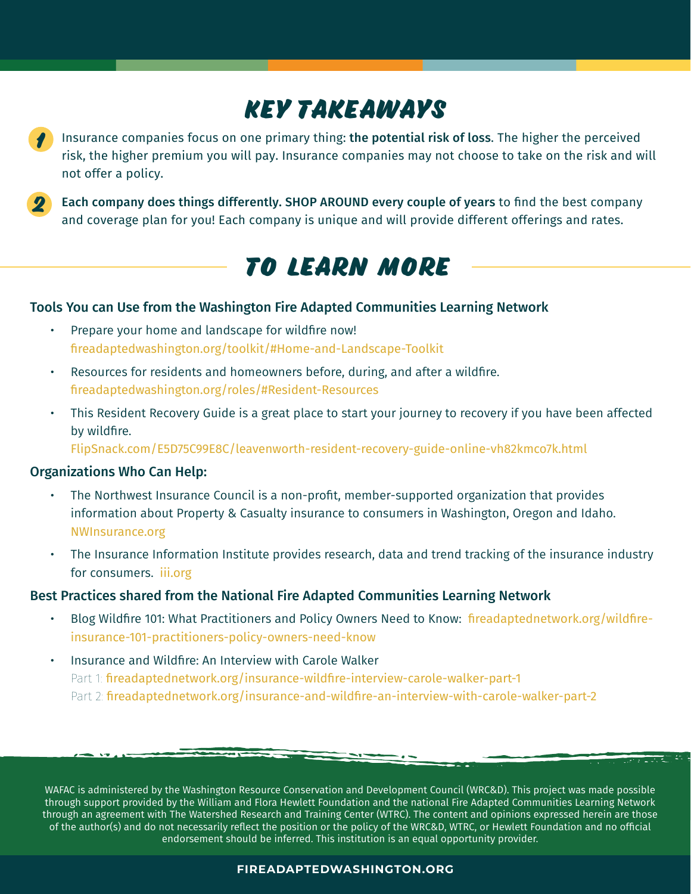# KEY TAKEAWAYS

1. Insurance companies focus on one primary thing: **the potential risk of loss**. The higher the perceived risk, the higher premium you will pay. Insurance companies may not choose to take on the risk and will not offer a policy.

2. **Each company does things differently. SHOP AROUND every couple of years** to find the best company and coverage plan for you! Each company is unique and will provide different offerings and rates.

# TO LEARN MORE

### Tools You can Use from the Washington Fire Adapted Communities Learning Network

- Prepare your home and landscape for wildfire now!
  fireadaptedwashington.org/toolkit/#Home-and-Landscape-Toolkit
- Resources for residents and homeowners before, during, and after a wildfire.
  fireadaptedwashington.org/roles/#Resident-Resources
- This Resident Recovery Guide is a great place to start your journey to recovery if you have been affected by wildfire.
  FlipSnack.com/E5D75C99E8C/leavenworth-resident-recovery-guide-online-vh82kmco7k.html

### Organizations Who Can Help:

- The Northwest Insurance Council is a non-profit, member-supported organization that provides information about Property & Casualty insurance to consumers in Washington, Oregon and Idaho.
  NWInsurance.org
- The Insurance Information Institute provides research, data and trend tracking of the insurance industry for consumers. iii.org

### Best Practices shared from the National Fire Adapted Communities Learning Network

- Blog Wildfire 101: What Practitioners and Policy Owners Need to Know: fireadaptednetwork.org/wildfire-insurance-101-practitioners-policy-owners-need-know
- Insurance and Wildfire: An Interview with Carole Walker
  Part 1: fireadaptednetwork.org/insurance-wildfire-interview-carole-walker-part-1
  Part 2: fireadaptednetwork.org/insurance-and-wildfire-an-interview-with-carole-walker-part-2

WAFAC is administered by the Washington Resource Conservation and Development Council (WRC&D). This project was made possible through support provided by the William and Flora Hewlett Foundation and the national Fire Adapted Communities Learning Network through an agreement with The Watershed Research and Training Center (WTRC). The content and opinions expressed herein are those of the author(s) and do not necessarily reflect the position or the policy of the WRC&D, WTRC, or Hewlett Foundation and no official endorsement should be inferred. This institution is an equal opportunity provider.

**FIREADAPTEDWASHINGTON.ORG**